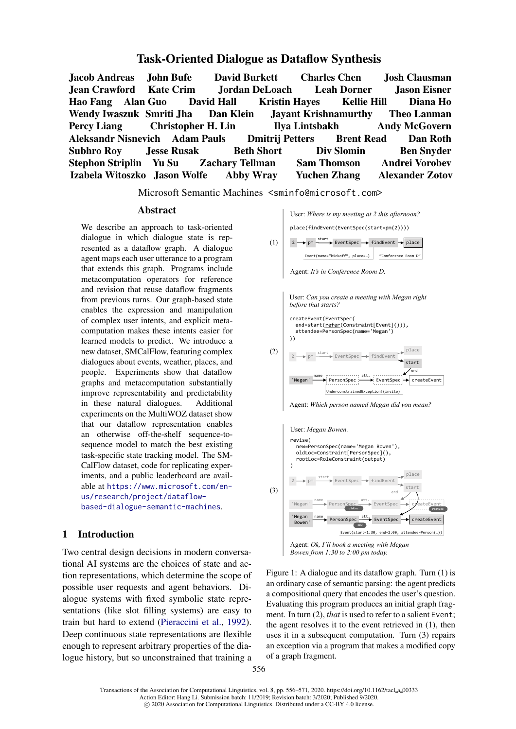# Task-Oriented Dialogue as Dataflow Synthesis

**Jacob Andreas, John Bufe, David Burkett, Charles Chen, Josh Clausman, Jean Crawford, Kate Crim, Jordan DeLoach, Leah Dorner, Jason Eisner, Hao Fang, Alan Guo, David Hall, Kristin Hayes, Kellie Hill, Diana Ho, Wendy Iwaszuk, Smriti Jha, Dan Klein, Jayant Krishnamurthy, Theo Lanman, Percy Liang, Christopher H. Lin, Ilya Lintsbakh, Andy McGovern, Aleksandr Nisnevich, Adam Pauls, Dmitrij Petters, Brent Read, Dan Roth, Subhro Roy, Jesse Rusak, Beth Short, Div Slomin, Ben Snyder, Stephon Striplin, Yu Su, Zachary Tellman, Sam Thomson, Andrei Vorobev, Izabela Witoszko, Jason Wolfe, Abby Wray, Yuchen Zhang, Alexander Zotov**

Microsoft Semantic Machines <sminfo@microsoft.com>

## Abstract

We describe an approach to task-oriented dialogue in which dialogue state is represented as a dataflow graph. A dialogue agent maps each user utterance to a program that extends this graph. Programs include metacomputation operators for reference and revision that reuse dataflow fragments from previous turns. Our graph-based state enables the expression and manipulation of complex user intents, and explicit metacomputation makes these intents easier for learned models to predict. We introduce a new dataset, SMCalFlow, featuring complex dialogues about events, weather, places, and people. Experiments show that dataflow graphs and metacomputation substantially improve representability and predictability in these natural dialogues. Additional experiments on the MultiWOZ dataset show that our dataflow representation enables an otherwise off-the-shelf sequence-to-sequence model to match the best existing task-specific state tracking model. The SMCalFlow dataset, code for replicating experiments, and a public leaderboard are available at https://www.microsoft.com/en-us/research/project/dataflow-based-dialogue-semantic-machines.

## 1 Introduction

Two central design decisions in modern conversational AI systems are the choices of state and action representations, which determine the scope of possible user requests and agent behaviors. Dialogue systems with fixed symbolic state representations (like slot filling systems) are easy to train but hard to extend (Pieraccini et al., 1992). Deep continuous state representations are flexible enough to represent arbitrary properties of the dialogue history, but so unconstrained that training a

(1) User: *Where is my meeting at 2 this afternoon?*

```
place(findEvent(EventSpec(start=pm(2))))
```

Agent: *It's in Conference Room D.*

(2) User: *Can you create a meeting with Megan right before that starts?*

```
createEvent(EventSpec(
  end=start(refer(Constraint[Event]())),
  attendee=PersonSpec(name='Megan')
))
```

Agent: *Which person named Megan did you mean?*

(3) User: *Megan Bowen.*

```
revise(
  new=PersonSpec(name='Megan Bowen'),
  oldLoc=Constraint[PersonSpec](),
  rootLoc=RoleConstraint(output)
)
```

Agent: *Ok, I'll book a meeting with Megan Bowen from 1:30 to 2:00 pm today.*

Figure 1: A dialogue and its dataflow graph. Turn (1) is an ordinary case of semantic parsing: the agent predicts a compositional query that encodes the user's question. Evaluating this program produces an initial graph fragment. In turn (2), *that* is used to refer to a salient Event; the agent resolves it to the event retrieved in (1), then uses it in a subsequent computation. Turn (3) repairs an exception via a program that makes a modified copy of a graph fragment.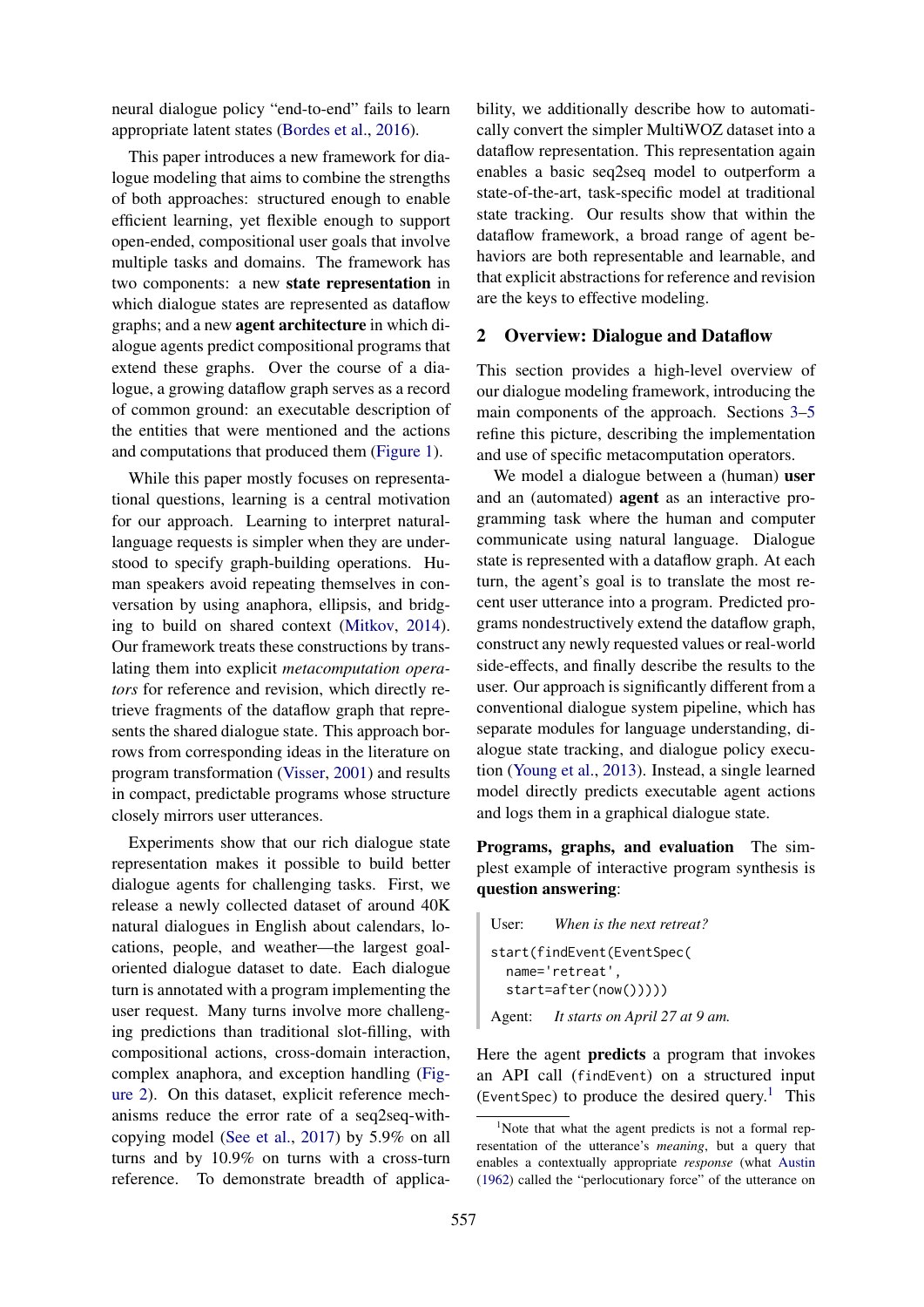neural dialogue policy "end-to-end" fails to learn appropriate latent states (Bordes et al., 2016).

This paper introduces a new framework for dialogue modeling that aims to combine the strengths of both approaches: structured enough to enable efficient learning, yet flexible enough to support open-ended, compositional user goals that involve multiple tasks and domains. The framework has two components: a new **state representation** in which dialogue states are represented as dataflow graphs; and a new **agent architecture** in which dialogue agents predict compositional programs that extend these graphs. Over the course of a dialogue, a growing dataflow graph serves as a record of common ground: an executable description of the entities that were mentioned and the actions and computations that produced them (Figure 1).

While this paper mostly focuses on representational questions, learning is a central motivation for our approach. Learning to interpret natural-language requests is simpler when they are understood to specify graph-building operations. Human speakers avoid repeating themselves in conversation by using anaphora, ellipsis, and bridging to build on shared context (Mitkov, 2014). Our framework treats these constructions by translating them into explicit *metacomputation operators* for reference and revision, which directly retrieve fragments of the dataflow graph that represents the shared dialogue state. This approach borrows from corresponding ideas in the literature on program transformation (Visser, 2001) and results in compact, predictable programs whose structure closely mirrors user utterances.

Experiments show that our rich dialogue state representation makes it possible to build better dialogue agents for challenging tasks. First, we release a newly collected dataset of around 40K natural dialogues in English about calendars, locations, people, and weather—the largest goal-oriented dialogue dataset to date. Each dialogue turn is annotated with a program implementing the user request. Many turns involve more challenging predictions than traditional slot-filling, with compositional actions, cross-domain interaction, complex anaphora, and exception handling (Figure 2). On this dataset, explicit reference mechanisms reduce the error rate of a seq2seq-with-copying model (See et al., 2017) by 5.9% on all turns and by 10.9% on turns with a cross-turn reference. To demonstrate breadth of applicability, we additionally describe how to automatically convert the simpler MultiWOZ dataset into a dataflow representation. This representation again enables a basic seq2seq model to outperform a state-of-the-art, task-specific model at traditional state tracking. Our results show that within the dataflow framework, a broad range of agent behaviors are both representable and learnable, and that explicit abstractions for reference and revision are the keys to effective modeling.

## 2 Overview: Dialogue and Dataflow

This section provides a high-level overview of our dialogue modeling framework, introducing the main components of the approach. Sections 3–5 refine this picture, describing the implementation and use of specific metacomputation operators.

We model a dialogue between a (human) **user** and an (automated) **agent** as an interactive programming task where the human and computer communicate using natural language. Dialogue state is represented with a dataflow graph. At each turn, the agent's goal is to translate the most recent user utterance into a program. Predicted programs nondestructively extend the dataflow graph, construct any newly requested values or real-world side-effects, and finally describe the results to the user. Our approach is significantly different from a conventional dialogue system pipeline, which has separate modules for language understanding, dialogue state tracking, and dialogue policy execution (Young et al., 2013). Instead, a single learned model directly predicts executable agent actions and logs them in a graphical dialogue state.

**Programs, graphs, and evaluation** The simplest example of interactive program synthesis is **question answering**:

> User: *When is the next retreat?*
>
> ```
> start(findEvent(EventSpec(
>   name='retreat',
>   start=after(now()))))
> ```
>
> Agent: *It starts on April 27 at 9 am.*

Here the agent **predicts** a program that invokes an API call (`findEvent`) on a structured input (`EventSpec`) to produce the desired query.[1] This

[1] Note that what the agent predicts is not a formal representation of the utterance's *meaning*, but a query that enables a contextually appropriate *response* (what Austin (1962) called the "perlocutionary force" of the utterance on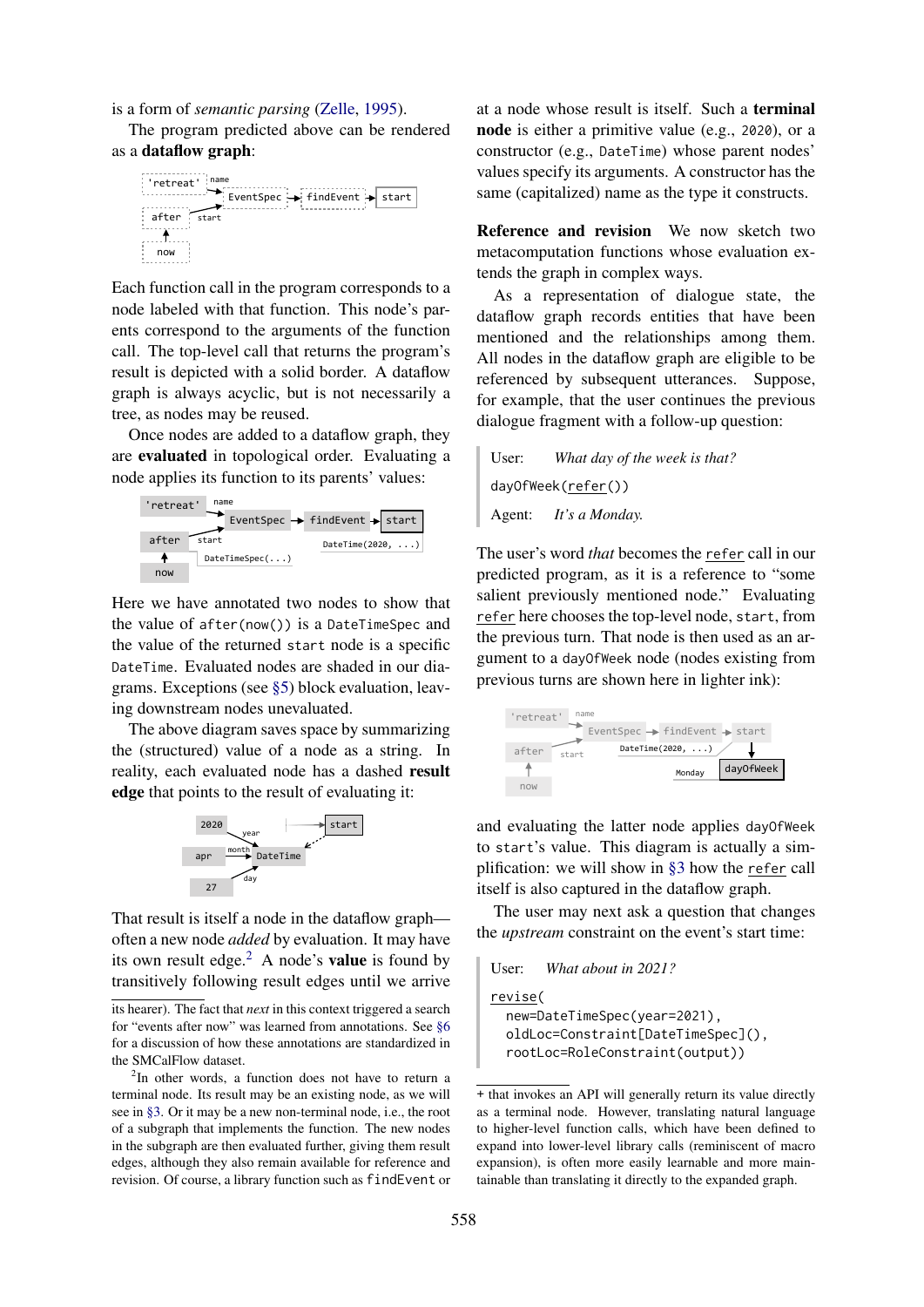is a form of *semantic parsing* (Zelle, 1995).

The program predicted above can be rendered as a **dataflow graph**:

Each function call in the program corresponds to a node labeled with that function. This node's parents correspond to the arguments of the function call. The top-level call that returns the program's result is depicted with a solid border. A dataflow graph is always acyclic, but is not necessarily a tree, as nodes may be reused.

Once nodes are added to a dataflow graph, they are **evaluated** in topological order. Evaluating a node applies its function to its parents' values:

Here we have annotated two nodes to show that the value of `after(now())` is a `DateTimeSpec` and the value of the returned `start` node is a specific `DateTime`. Evaluated nodes are shaded in our diagrams. Exceptions (see §5) block evaluation, leaving downstream nodes unevaluated.

The above diagram saves space by summarizing the (structured) value of a node as a string. In reality, each evaluated node has a dashed **result edge** that points to the result of evaluating it:

That result is itself a node in the dataflow graph—often a new node *added* by evaluation. It may have its own result edge.[2] A node's **value** is found by transitively following result edges until we arrive at a node whose result is itself. Such a **terminal node** is either a primitive value (e.g., `2020`), or a constructor (e.g., `DateTime`) whose parent nodes' values specify its arguments. A constructor has the same (capitalized) name as the type it constructs.

**Reference and revision** We now sketch two metacomputation functions whose evaluation extends the graph in complex ways.

As a representation of dialogue state, the dataflow graph records entities that have been mentioned and the relationships among them. All nodes in the dataflow graph are eligible to be referenced by subsequent utterances. Suppose, for example, that the user continues the previous dialogue fragment with a follow-up question:

> User: *What day of the week is that?*
>
> `dayOfWeek(refer())`
>
> Agent: *It's a Monday.*

The user's word *that* becomes the `refer` call in our predicted program, as it is a reference to "some salient previously mentioned node." Evaluating `refer` here chooses the top-level node, `start`, from the previous turn. That node is then used as an argument to a `dayOfWeek` node (nodes existing from previous turns are shown here in lighter ink):

and evaluating the latter node applies `dayOfWeek` to `start`'s value. This diagram is actually a simplification: we will show in §3 how the `refer` call itself is also captured in the dataflow graph.

The user may next ask a question that changes the *upstream* constraint on the event's start time:

> User: *What about in 2021?*
>
> ```
> revise(
>   new=DateTimeSpec(year=2021),
>   oldLoc=Constraint[DateTimeSpec](),
>   rootLoc=RoleConstraint(output))
> ```

its hearer). The fact that *next* in this context triggered a search for "events after now" was learned from annotations. See §6 for a discussion of how these annotations are standardized in the SMCalFlow dataset.

[2] In other words, a function does not have to return a terminal node. Its result may be an existing node, as we will see in §3. Or it may be a new non-terminal node, i.e., the root of a subgraph that implements the function. The new nodes in the subgraph are then evaluated further, giving them result edges, although they also remain available for reference and revision. Of course, a library function such as `findEvent` or + that invokes an API will generally return its value directly as a terminal node. However, translating natural language to higher-level function calls, which have been defined to expand into lower-level library calls (reminiscent of macro expansion), is often more easily learnable and more maintainable than translating it directly to the expanded graph.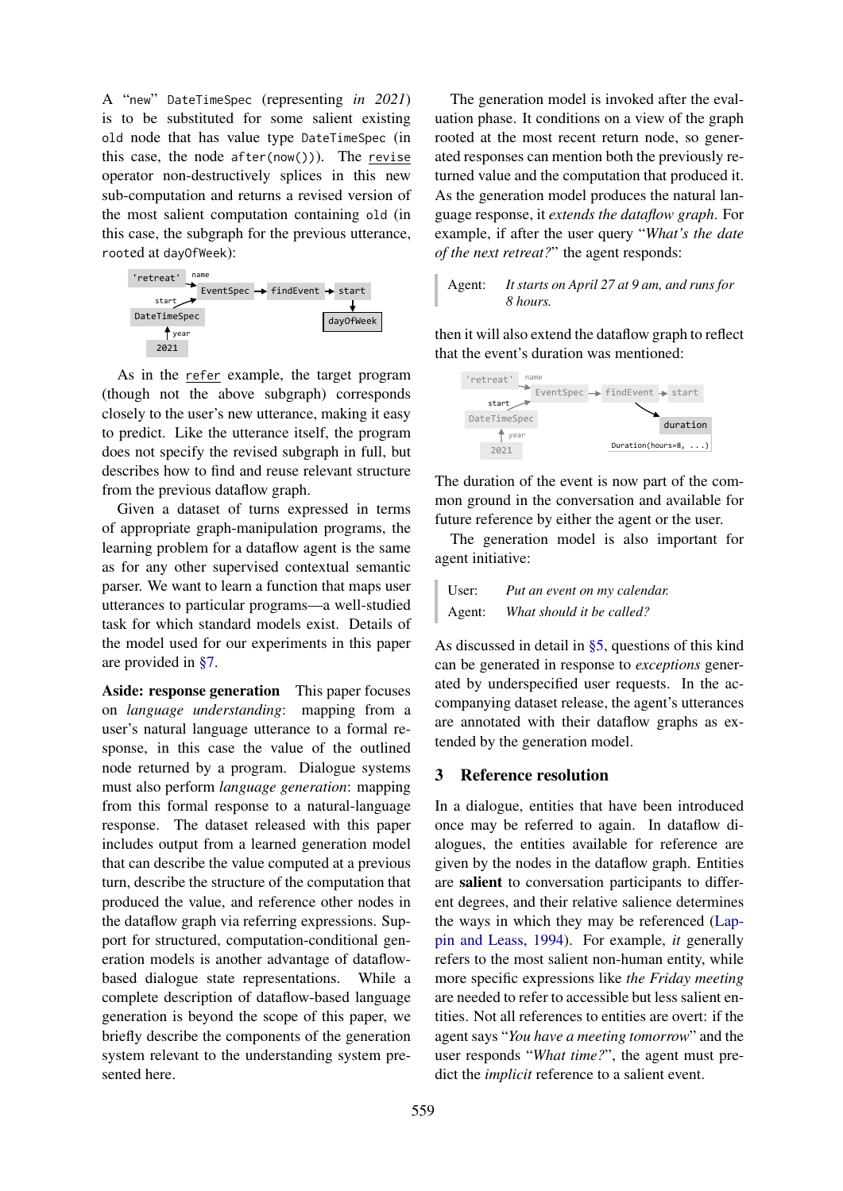A "new" `DateTimeSpec` (representing *in 2021*) is to be substituted for some salient existing `old` node that has value type `DateTimeSpec` (in this case, the node `after(now())`). The <u>`revise`</u> operator non-destructively splices in this new sub-computation and returns a revised version of the most salient computation containing `old` (in this case, the subgraph for the previous utterance, rooted at `dayOfWeek`):

'retreat'
name
EventSpec
findEvent
start
start
DateTimeSpec
dayOfWeek
year
2021

As in the <u>`refer`</u> example, the target program (though not the above subgraph) corresponds closely to the user's new utterance, making it easy to predict. Like the utterance itself, the program does not specify the revised subgraph in full, but describes how to find and reuse relevant structure from the previous dataflow graph.

Given a dataset of turns expressed in terms of appropriate graph-manipulation programs, the learning problem for a dataflow agent is the same as for any other supervised contextual semantic parser. We want to learn a function that maps user utterances to particular programs—a well-studied task for which standard models exist. Details of the model used for our experiments in this paper are provided in §7.

**Aside: response generation** This paper focuses on *language understanding*: mapping from a user's natural language utterance to a formal response, in this case the value of the outlined node returned by a program. Dialogue systems must also perform *language generation*: mapping from this formal response to a natural-language response. The dataset released with this paper includes output from a learned generation model that can describe the value computed at a previous turn, describe the structure of the computation that produced the value, and reference other nodes in the dataflow graph via referring expressions. Support for structured, computation-conditional generation models is another advantage of dataflow-based dialogue state representations. While a complete description of dataflow-based language generation is beyond the scope of this paper, we briefly describe the components of the generation system relevant to the understanding system presented here.

The generation model is invoked after the evaluation phase. It conditions on a view of the graph rooted at the most recent return node, so generated responses can mention both the previously returned value and the computation that produced it. As the generation model produces the natural language response, it *extends the dataflow graph*. For example, if after the user query "*What's the date of the next retreat?*" the agent responds:

> Agent: *It starts on April 27 at 9 am, and runs for 8 hours.*

then it will also extend the dataflow graph to reflect that the event's duration was mentioned:

'retreat'
name
EventSpec
findEvent
start
start
DateTimeSpec
duration
year
2021
Duration(hours=8, ...)

The duration of the event is now part of the common ground in the conversation and available for future reference by either the agent or the user.

The generation model is also important for agent initiative:

> User: *Put an event on my calendar.*
> Agent: *What should it be called?*

As discussed in detail in §5, questions of this kind can be generated in response to *exceptions* generated by underspecified user requests. In the accompanying dataset release, the agent's utterances are annotated with their dataflow graphs as extended by the generation model.

## 3 Reference resolution

In a dialogue, entities that have been introduced once may be referred to again. In dataflow dialogues, the entities available for reference are given by the nodes in the dataflow graph. Entities are **salient** to conversation participants to different degrees, and their relative salience determines the ways in which they may be referenced (Lappin and Leass, 1994). For example, *it* generally refers to the most salient non-human entity, while more specific expressions like *the Friday meeting* are needed to refer to accessible but less salient entities. Not all references to entities are overt: if the agent says "*You have a meeting tomorrow*" and the user responds "*What time?*", the agent must predict the *implicit* reference to a salient event.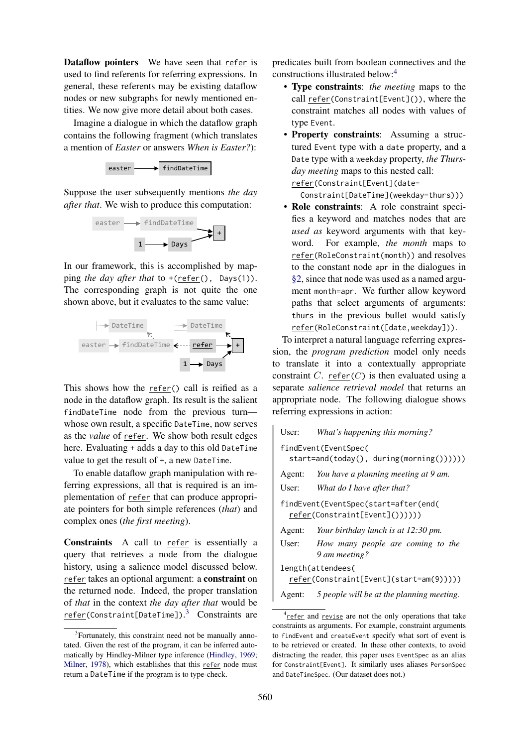**Dataflow pointers** We have seen that `refer` is used to find referents for referring expressions. In general, these referents may be existing dataflow nodes or new subgraphs for newly mentioned entities. We now give more detail about both cases.

Imagine a dialogue in which the dataflow graph contains the following fragment (which translates a mention of *Easter* or answers *When is Easter?*):

```
easter ──▶ findDateTime
```

Suppose the user subsequently mentions *the day after that*. We wish to produce this computation:

```
easter ──▶ findDateTime ──▶ +
1 ──▶ Days ──────────────▶ +
```

In our framework, this is accomplished by mapping *the day after that* to `+(refer(), Days(1))`. The corresponding graph is not quite the one shown above, but it evaluates to the same value:

```
      DateTime                 DateTime
easter ──▶ findDateTime ◀---- refer ──▶ +
                        1 ──▶ Days ──▶ +
```

This shows how the `refer()` call is reified as a node in the dataflow graph. Its result is the salient `findDateTime` node from the previous turn—whose own result, a specific `DateTime`, now serves as the *value* of `refer`. We show both result edges here. Evaluating `+` adds a day to this old `DateTime` value to get the result of `+`, a new `DateTime`.

To enable dataflow graph manipulation with referring expressions, all that is required is an implementation of `refer` that can produce appropriate pointers for both simple references (*that*) and complex ones (*the first meeting*).

**Constraints** A call to `refer` is essentially a query that retrieves a node from the dialogue history, using a salience model discussed below. `refer` takes an optional argument: a **constraint** on the returned node. Indeed, the proper translation of *that* in the context *the day after that* would be `refer(Constraint[DateTime])`.[3] Constraints are predicates built from boolean connectives and the constructions illustrated below:[4]

- **Type constraints**: *the meeting* maps to the call `refer(Constraint[Event]())`, where the constraint matches all nodes with values of type `Event`.
- **Property constraints**: Assuming a structured `Event` type with a `date` property, and a `Date` type with a `weekday` property, *the Thursday meeting* maps to this nested call:
  ```
  refer(Constraint[Event](date=
    Constraint[DateTime](weekday=thurs)))
  ```
- **Role constraints**: A role constraint specifies a keyword and matches nodes that are *used as* keyword arguments with that keyword. For example, *the month* maps to `refer(RoleConstraint(month))` and resolves to the constant node `apr` in the dialogues in §2, since that node was used as a named argument `month=apr`. We further allow keyword paths that select arguments of arguments: `thurs` in the previous bullet would satisfy `refer(RoleConstraint([date,weekday]))`.

To interpret a natural language referring expression, the *program prediction* model only needs to translate it into a contextually appropriate constraint $C$. `refer`$(C)$ is then evaluated using a separate *salience retrieval model* that returns an appropriate node. The following dialogue shows referring expressions in action:

> User: *What's happening this morning?*
>
> ```
> findEvent(EventSpec(
>   start=and(today(), during(morning()))))
> ```
>
> Agent: *You have a planning meeting at 9 am.*
>
> User: *What do I have after that?*
>
> ```
> findEvent(EventSpec(start=after(end(
>   refer(Constraint[Event]())))))
> ```
>
> Agent: *Your birthday lunch is at 12:30 pm.*
>
> User: *How many people are coming to the 9 am meeting?*
>
> ```
> length(attendees(
>   refer(Constraint[Event](start=am(9)))))
> ```
>
> Agent: *5 people will be at the planning meeting.*

[3] Fortunately, this constraint need not be manually annotated. Given the rest of the program, it can be inferred automatically by Hindley-Milner type inference (Hindley, 1969; Milner, 1978), which establishes that this `refer` node must return a `DateTime` if the program is to type-check.

[4] `refer` and `revise` are not the only operations that take constraints as arguments. For example, constraint arguments to `findEvent` and `createEvent` specify what sort of event is to be retrieved or created. In these other contexts, to avoid distracting the reader, this paper uses `EventSpec` as an alias for `Constraint[Event]`. It similarly uses aliases `PersonSpec` and `DateTimeSpec`. (Our dataset does not.)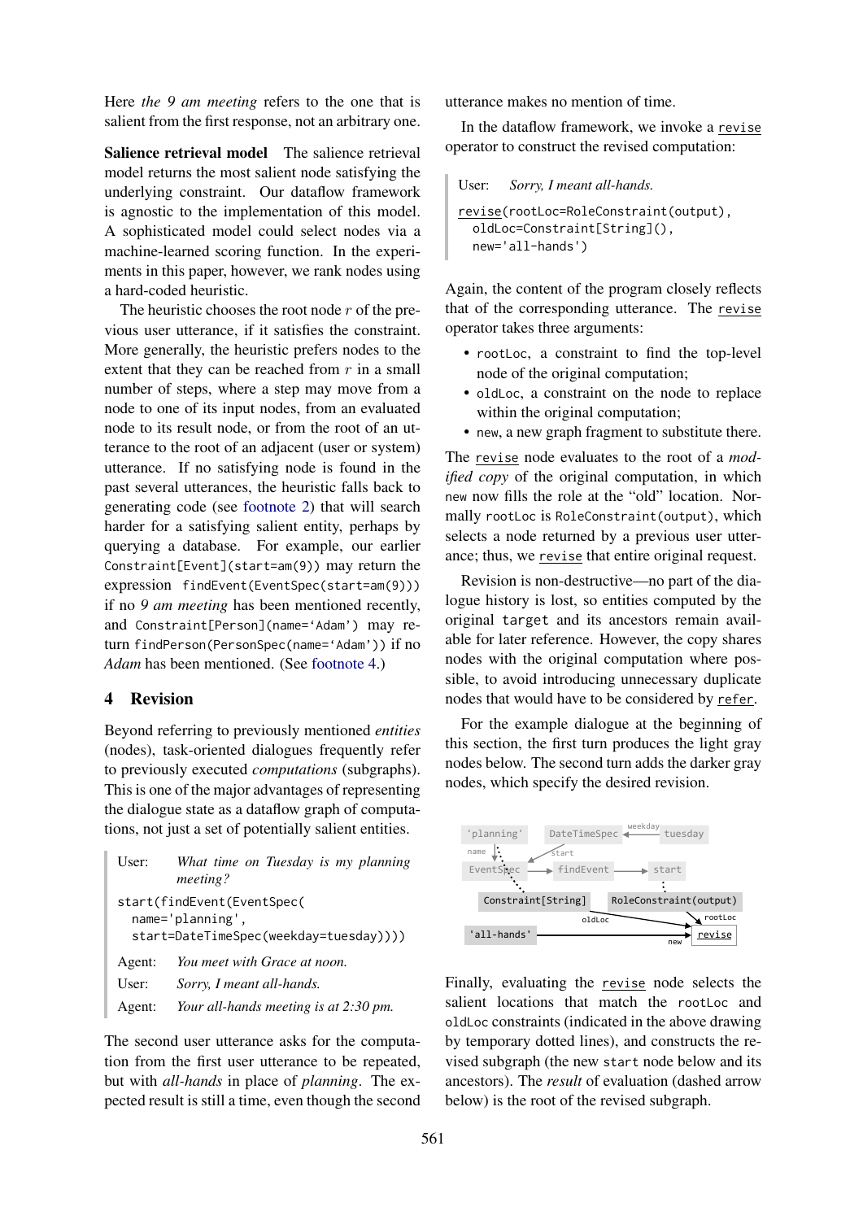Here *the 9 am meeting* refers to the one that is salient from the first response, not an arbitrary one.

**Salience retrieval model** The salience retrieval model returns the most salient node satisfying the underlying constraint. Our dataflow framework is agnostic to the implementation of this model. A sophisticated model could select nodes via a machine-learned scoring function. In the experiments in this paper, however, we rank nodes using a hard-coded heuristic.

The heuristic chooses the root node $r$ of the previous user utterance, if it satisfies the constraint. More generally, the heuristic prefers nodes to the extent that they can be reached from $r$ in a small number of steps, where a step may move from a node to one of its input nodes, from an evaluated node to its result node, or from the root of an utterance to the root of an adjacent (user or system) utterance. If no satisfying node is found in the past several utterances, the heuristic falls back to generating code (see footnote 2) that will search harder for a satisfying salient entity, perhaps by querying a database. For example, our earlier `Constraint[Event](start=am(9))` may return the expression `findEvent(EventSpec(start=am(9)))` if no *9 am meeting* has been mentioned recently, and `Constraint[Person](name='Adam')` may return `findPerson(PersonSpec(name='Adam'))` if no *Adam* has been mentioned. (See footnote 4.)

## 4 Revision

Beyond referring to previously mentioned *entities* (nodes), task-oriented dialogues frequently refer to previously executed *computations* (subgraphs). This is one of the major advantages of representing the dialogue state as a dataflow graph of computations, not just a set of potentially salient entities.

> User: *What time on Tuesday is my planning meeting?*

```
start(findEvent(EventSpec(
  name='planning',
  start=DateTimeSpec(weekday=tuesday))))
```

> Agent: *You meet with Grace at noon.*
>
> User: *Sorry, I meant all-hands.*
>
> Agent: *Your all-hands meeting is at 2:30 pm.*

The second user utterance asks for the computation from the first user utterance to be repeated, but with *all-hands* in place of *planning*. The expected result is still a time, even though the second utterance makes no mention of time.

In the dataflow framework, we invoke a revise operator to construct the revised computation:

> User: *Sorry, I meant all-hands.*

```
revise(rootLoc=RoleConstraint(output),
  oldLoc=Constraint[String](),
  new='all-hands')
```

Again, the content of the program closely reflects that of the corresponding utterance. The revise operator takes three arguments:

- `rootLoc`, a constraint to find the top-level node of the original computation;
- `oldLoc`, a constraint on the node to replace within the original computation;
- `new`, a new graph fragment to substitute there.

The revise node evaluates to the root of a *modified copy* of the original computation, in which `new` now fills the role at the "old" location. Normally `rootLoc` is `RoleConstraint(output)`, which selects a node returned by a previous user utterance; thus, we revise that entire original request.

Revision is non-destructive—no part of the dialogue history is lost, so entities computed by the original `target` and its ancestors remain available for later reference. However, the copy shares nodes with the original computation where possible, to avoid introducing unnecessary duplicate nodes that would have to be considered by refer.

For the example dialogue at the beginning of this section, the first turn produces the light gray nodes below. The second turn adds the darker gray nodes, which specify the desired revision.

Finally, evaluating the revise node selects the salient locations that match the `rootLoc` and `oldLoc` constraints (indicated in the above drawing by temporary dotted lines), and constructs the revised subgraph (the new `start` node below and its ancestors). The *result* of evaluation (dashed arrow below) is the root of the revised subgraph.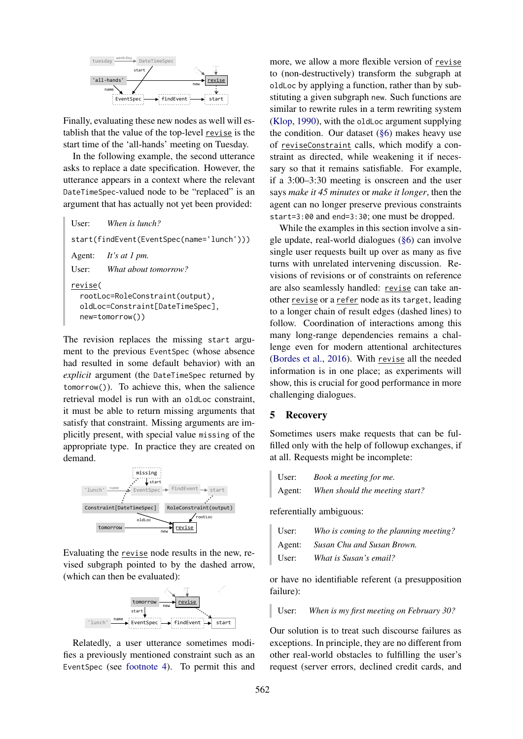Finally, evaluating these new nodes as well will establish that the value of the top-level revise is the start time of the 'all-hands' meeting on Tuesday.

In the following example, the second utterance asks to replace a date specification. However, the utterance appears in a context where the relevant DateTimeSpec-valued node to be "replaced" is an argument that has actually not yet been provided:

> User: *When is lunch?*
>
> `start(findEvent(EventSpec(name='lunch')))`
>
> Agent: *It's at 1 pm.*
>
> User: *What about tomorrow?*
>
> ```
> revise(
>   rootLoc=RoleConstraint(output),
>   oldLoc=Constraint[DateTimeSpec],
>   new=tomorrow())
> ```

The revision replaces the missing start argument to the previous EventSpec (whose absence had resulted in some default behavior) with an *explicit* argument (the DateTimeSpec returned by tomorrow()). To achieve this, when the salience retrieval model is run with an oldLoc constraint, it must be able to return missing arguments that satisfy that constraint. Missing arguments are implicitly present, with special value missing of the appropriate type. In practice they are created on demand.

Evaluating the revise node results in the new, revised subgraph pointed to by the dashed arrow, (which can then be evaluated):

Relatedly, a user utterance sometimes modifies a previously mentioned constraint such as an EventSpec (see footnote 4). To permit this and more, we allow a more flexible version of revise to (non-destructively) transform the subgraph at oldLoc by applying a function, rather than by substituting a given subgraph new. Such functions are similar to rewrite rules in a term rewriting system (Klop, 1990), with the oldLoc argument supplying the condition. Our dataset (§6) makes heavy use of reviseConstraint calls, which modify a constraint as directed, while weakening it if necessary so that it remains satisfiable. For example, if a 3:00–3:30 meeting is onscreen and the user says *make it 45 minutes* or *make it longer*, then the agent can no longer preserve previous constraints start=3:00 and end=3:30; one must be dropped.

While the examples in this section involve a single update, real-world dialogues (§6) can involve single user requests built up over as many as five turns with unrelated intervening discussion. Revisions of revisions or of constraints on reference are also seamlessly handled: revise can take another revise or a refer node as its target, leading to a longer chain of result edges (dashed lines) to follow. Coordination of interactions among this many long-range dependencies remains a challenge even for modern attentional architectures (Bordes et al., 2016). With revise all the needed information is in one place; as experiments will show, this is crucial for good performance in more challenging dialogues.

## 5 Recovery

Sometimes users make requests that can be fulfilled only with the help of followup exchanges, if at all. Requests might be incomplete:

> User: *Book a meeting for me.*
>
> Agent: *When should the meeting start?*

referentially ambiguous:

> User: *Who is coming to the planning meeting?*
>
> Agent: *Susan Chu and Susan Brown.*
>
> User: *What is Susan's email?*

or have no identifiable referent (a presupposition failure):

> User: *When is my first meeting on February 30?*

Our solution is to treat such discourse failures as exceptions. In principle, they are no different from other real-world obstacles to fulfilling the user's request (server errors, declined credit cards, and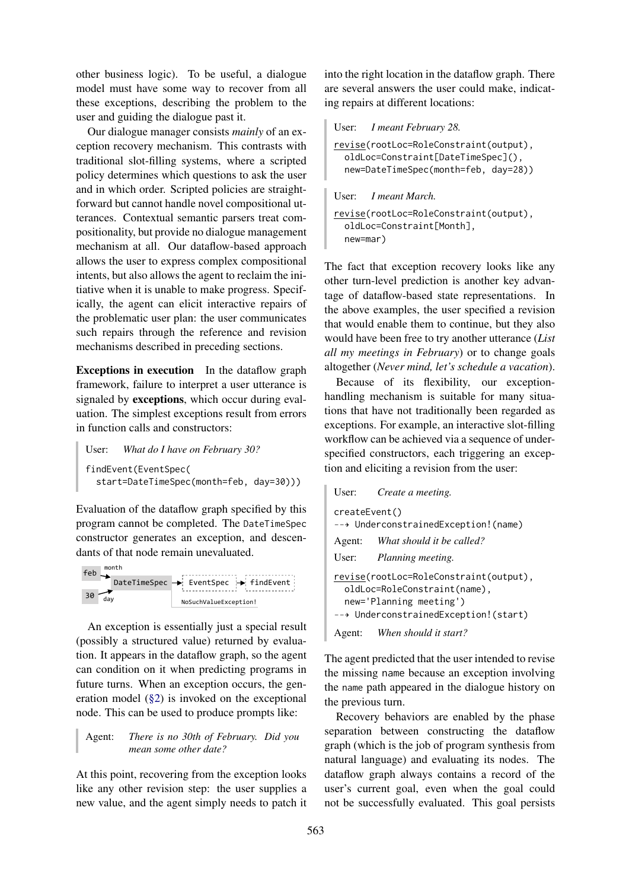other business logic). To be useful, a dialogue model must have some way to recover from all these exceptions, describing the problem to the user and guiding the dialogue past it.

Our dialogue manager consists *mainly* of an exception recovery mechanism. This contrasts with traditional slot-filling systems, where a scripted policy determines which questions to ask the user and in which order. Scripted policies are straightforward but cannot handle novel compositional utterances. Contextual semantic parsers treat compositionality, but provide no dialogue management mechanism at all. Our dataflow-based approach allows the user to express complex compositional intents, but also allows the agent to reclaim the initiative when it is unable to make progress. Specifically, the agent can elicit interactive repairs of the problematic user plan: the user communicates such repairs through the reference and revision mechanisms described in preceding sections.

**Exceptions in execution** In the dataflow graph framework, failure to interpret a user utterance is signaled by **exceptions**, which occur during evaluation. The simplest exceptions result from errors in function calls and constructors:

> User: *What do I have on February 30?*

```
findEvent(EventSpec(
  start=DateTimeSpec(month=feb, day=30)))
```

Evaluation of the dataflow graph specified by this program cannot be completed. The `DateTimeSpec` constructor generates an exception, and descendants of that node remain unevaluated.

```
feb --month--> DateTimeSpec --> EventSpec --> findEvent
30  --day----^                  NoSuchValueException!
```

An exception is essentially just a special result (possibly a structured value) returned by evaluation. It appears in the dataflow graph, so the agent can condition on it when predicting programs in future turns. When an exception occurs, the generation model (§2) is invoked on the exceptional node. This can be used to produce prompts like:

> Agent: *There is no 30th of February. Did you mean some other date?*

At this point, recovering from the exception looks like any other revision step: the user supplies a new value, and the agent simply needs to patch it into the right location in the dataflow graph. There are several answers the user could make, indicating repairs at different locations:

> User: *I meant February 28.*

```
revise(rootLoc=RoleConstraint(output),
  oldLoc=Constraint[DateTimeSpec](),
  new=DateTimeSpec(month=feb, day=28))
```

> User: *I meant March.*

```
revise(rootLoc=RoleConstraint(output),
  oldLoc=Constraint[Month],
  new=mar)
```

The fact that exception recovery looks like any other turn-level prediction is another key advantage of dataflow-based state representations. In the above examples, the user specified a revision that would enable them to continue, but they also would have been free to try another utterance (*List all my meetings in February*) or to change goals altogether (*Never mind, let's schedule a vacation*).

Because of its flexibility, our exception-handling mechanism is suitable for many situations that have not traditionally been regarded as exceptions. For example, an interactive slot-filling workflow can be achieved via a sequence of underspecified constructors, each triggering an exception and eliciting a revision from the user:

> User: *Create a meeting.*

```
createEvent()
--→ UnderconstrainedException!(name)
```

> Agent: *What should it be called?*
>
> User: *Planning meeting.*

```
revise(rootLoc=RoleConstraint(output),
  oldLoc=RoleConstraint(name),
  new='Planning meeting')
--→ UnderconstrainedException!(start)
```

> Agent: *When should it start?*

The agent predicted that the user intended to revise the missing name because an exception involving the name path appeared in the dialogue history on the previous turn.

Recovery behaviors are enabled by the phase separation between constructing the dataflow graph (which is the job of program synthesis from natural language) and evaluating its nodes. The dataflow graph always contains a record of the user's current goal, even when the goal could not be successfully evaluated. This goal persists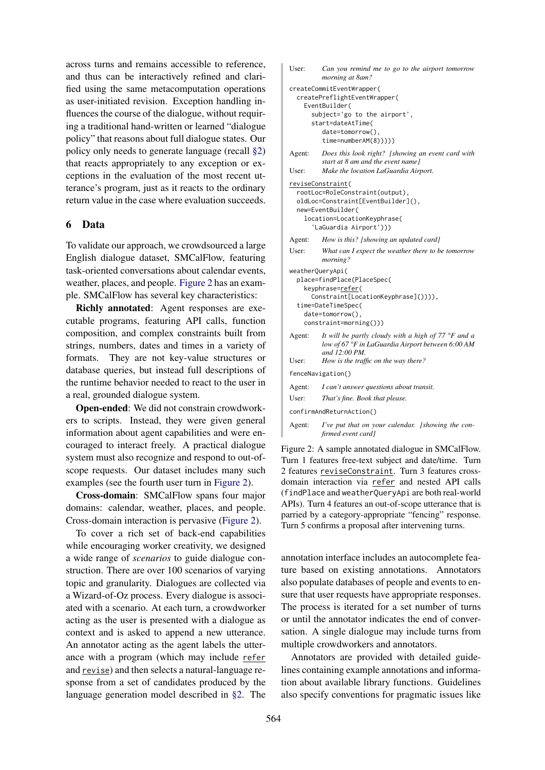across turns and remains accessible to reference, and thus can be interactively refined and clarified using the same metacomputation operations as user-initiated revision. Exception handling influences the course of the dialogue, without requiring a traditional hand-written or learned "dialogue policy" that reasons about full dialogue states. Our policy only needs to generate language (recall §2) that reacts appropriately to any exception or exceptions in the evaluation of the most recent utterance's program, just as it reacts to the ordinary return value in the case where evaluation succeeds.

## 6 Data

To validate our approach, we crowdsourced a large English dialogue dataset, SMCalFlow, featuring task-oriented conversations about calendar events, weather, places, and people. Figure 2 has an example. SMCalFlow has several key characteristics:

**Richly annotated**: Agent responses are executable programs, featuring API calls, function composition, and complex constraints built from strings, numbers, dates and times in a variety of formats. They are not key-value structures or database queries, but instead full descriptions of the runtime behavior needed to react to the user in a real, grounded dialogue system.

**Open-ended**: We did not constrain crowdworkers to scripts. Instead, they were given general information about agent capabilities and were encouraged to interact freely. A practical dialogue system must also recognize and respond to out-of-scope requests. Our dataset includes many such examples (see the fourth user turn in Figure 2).

**Cross-domain**: SMCalFlow spans four major domains: calendar, weather, places, and people. Cross-domain interaction is pervasive (Figure 2).

To cover a rich set of back-end capabilities while encouraging worker creativity, we designed a wide range of *scenarios* to guide dialogue construction. There are over 100 scenarios of varying topic and granularity. Dialogues are collected via a Wizard-of-Oz process. Every dialogue is associated with a scenario. At each turn, a crowdworker acting as the user is presented with a dialogue as context and is asked to append a new utterance. An annotator acting as the agent labels the utterance with a program (which may include `refer` and `revise`) and then selects a natural-language response from a set of candidates produced by the language generation model described in §2. The

User: *Can you remind me to go to the airport tomorrow morning at 8am?*

```
createCommitEventWrapper(
  createPreflightEventWrapper(
    EventBuilder(
      subject='go to the airport',
      start=dateAtTime(
        date=tomorrow(),
        time=numberAM(8)))))
```

Agent: *Does this look right? [showing an event card with start at 8 am and the event name]*

User: *Make the location LaGuardia Airport.*

```
reviseConstraint(
  rootLoc=RoleConstraint(output),
  oldLoc=Constraint[EventBuilder](),
  new=EventBuilder(
    location=LocationKeyphrase(
      'LaGuardia Airport')))
```

Agent: *How is this? [showing an updated card]*

User: *What can I expect the weather there to be tomorrow morning?*

```
weatherQueryApi(
  place=findPlace(PlaceSpec(
    keyphrase=refer(
      Constraint[LocationKeyphrase]()))),
  time=DateTimeSpec(
    date=tomorrow(),
    constraint=morning()))
```

Agent: *It will be partly cloudy with a high of 77 °F and a low of 67 °F in LaGuardia Airport between 6:00 AM and 12:00 PM.*

User: *How is the traffic on the way there?*

```
fenceNavigation()
```

Agent: *I can't answer questions about transit.*

User: *That's fine. Book that please.*

```
confirmAndReturnAction()
```

Agent: *I've put that on your calendar. [showing the confirmed event card]*

Figure 2: A sample annotated dialogue in SMCalFlow. Turn 1 features free-text subject and date/time. Turn 2 features `reviseConstraint`. Turn 3 features cross-domain interaction via `refer` and nested API calls (`findPlace` and `weatherQueryApi` are both real-world APIs). Turn 4 features an out-of-scope utterance that is parried by a category-appropriate "fencing" response. Turn 5 confirms a proposal after intervening turns.

annotation interface includes an autocomplete feature based on existing annotations. Annotators also populate databases of people and events to ensure that user requests have appropriate responses. The process is iterated for a set number of turns or until the annotator indicates the end of conversation. A single dialogue may include turns from multiple crowdworkers and annotators.

Annotators are provided with detailed guidelines containing example annotations and information about available library functions. Guidelines also specify conventions for pragmatic issues like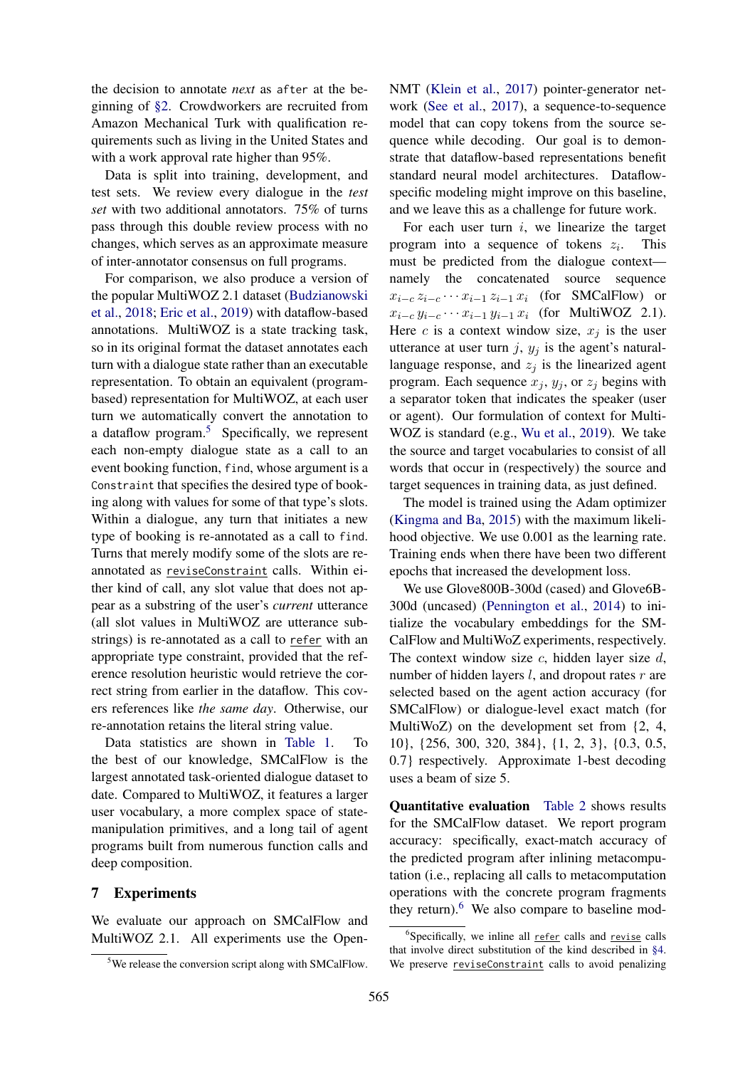the decision to annotate *next* as `after` at the beginning of §2. Crowdworkers are recruited from Amazon Mechanical Turk with qualification requirements such as living in the United States and with a work approval rate higher than 95%.

Data is split into training, development, and test sets. We review every dialogue in the *test set* with two additional annotators. 75% of turns pass through this double review process with no changes, which serves as an approximate measure of inter-annotator consensus on full programs.

For comparison, we also produce a version of the popular MultiWOZ 2.1 dataset (Budzianowski et al., 2018; Eric et al., 2019) with dataflow-based annotations. MultiWOZ is a state tracking task, so in its original format the dataset annotates each turn with a dialogue state rather than an executable representation. To obtain an equivalent (program-based) representation for MultiWOZ, at each user turn we automatically convert the annotation to a dataflow program.[5] Specifically, we represent each non-empty dialogue state as a call to an event booking function, `find`, whose argument is a `Constraint` that specifies the desired type of booking along with values for some of that type's slots. Within a dialogue, any turn that initiates a new type of booking is re-annotated as a call to `find`. Turns that merely modify some of the slots are re-annotated as `reviseConstraint` calls. Within either kind of call, any slot value that does not appear as a substring of the user's *current* utterance (all slot values in MultiWOZ are utterance substrings) is re-annotated as a call to `refer` with an appropriate type constraint, provided that the reference resolution heuristic would retrieve the correct string from earlier in the dataflow. This covers references like *the same day*. Otherwise, our re-annotation retains the literal string value.

Data statistics are shown in Table 1. To the best of our knowledge, SMCalFlow is the largest annotated task-oriented dialogue dataset to date. Compared to MultiWOZ, it features a larger user vocabulary, a more complex space of state-manipulation primitives, and a long tail of agent programs built from numerous function calls and deep composition.

## 7 Experiments

We evaluate our approach on SMCalFlow and MultiWOZ 2.1. All experiments use the OpenNMT (Klein et al., 2017) pointer-generator network (See et al., 2017), a sequence-to-sequence model that can copy tokens from the source sequence while decoding. Our goal is to demonstrate that dataflow-based representations benefit standard neural model architectures. Dataflow-specific modeling might improve on this baseline, and we leave this as a challenge for future work.

For each user turn $i$, we linearize the target program into a sequence of tokens $z_i$. This must be predicted from the dialogue context—namely the concatenated source sequence $x_{i-c}\, z_{i-c} \cdots x_{i-1}\, z_{i-1}\, x_i$ (for SMCalFlow) or $x_{i-c}\, y_{i-c} \cdots x_{i-1}\, y_{i-1}\, x_i$ (for MultiWOZ 2.1). Here $c$ is a context window size, $x_j$ is the user utterance at user turn $j$, $y_j$ is the agent's natural-language response, and $z_j$ is the linearized agent program. Each sequence $x_j$, $y_j$, or $z_j$ begins with a separator token that indicates the speaker (user or agent). Our formulation of context for MultiWOZ is standard (e.g., Wu et al., 2019). We take the source and target vocabularies to consist of all words that occur in (respectively) the source and target sequences in training data, as just defined.

The model is trained using the Adam optimizer (Kingma and Ba, 2015) with the maximum likelihood objective. We use 0.001 as the learning rate. Training ends when there have been two different epochs that increased the development loss.

We use Glove800B-300d (cased) and Glove6B-300d (uncased) (Pennington et al., 2014) to initialize the vocabulary embeddings for the SMCalFlow and MultiWoZ experiments, respectively. The context window size $c$, hidden layer size $d$, number of hidden layers $l$, and dropout rates $r$ are selected based on the agent action accuracy (for SMCalFlow) or dialogue-level exact match (for MultiWoZ) on the development set from {2, 4, 10}, {256, 300, 320, 384}, {1, 2, 3}, {0.3, 0.5, 0.7} respectively. Approximate 1-best decoding uses a beam of size 5.

**Quantitative evaluation** Table 2 shows results for the SMCalFlow dataset. We report program accuracy: specifically, exact-match accuracy of the predicted program after inlining metacomputation (i.e., replacing all calls to metacomputation operations with the concrete program fragments they return).[6] We also compare to baseline mod-

[5] We release the conversion script along with SMCalFlow.

[6] Specifically, we inline all `refer` calls and `revise` calls that involve direct substitution of the kind described in §4. We preserve `reviseConstraint` calls to avoid penalizing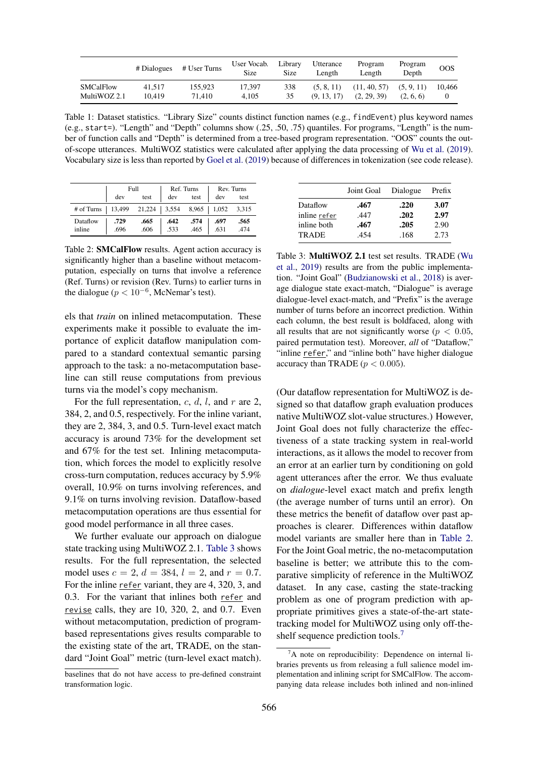|  | # Dialogues | # User Turns | User Vocab. Size | Library Size | Utterance Length | Program Length | Program Depth | OOS |
|---|---|---|---|---|---|---|---|---|
| SMCalFlow | 41,517 | 155,923 | 17,397 | 338 | (5, 8, 11) | (11, 40, 57) | (5, 9, 11) | 10,466 |
| MultiWOZ 2.1 | 10,419 | 71,410 | 4,105 | 35 | (9, 13, 17) | (2, 29, 39) | (2, 6, 6) | 0 |

Table 1: Dataset statistics. "Library Size" counts distinct function names (e.g., `findEvent`) plus keyword names (e.g., `start=`). "Length" and "Depth" columns show (.25, .50, .75) quantiles. For programs, "Length" is the number of function calls and "Depth" is determined from a tree-based program representation. "OOS" counts the out-of-scope utterances. MultiWOZ statistics were calculated after applying the data processing of Wu et al. (2019). Vocabulary size is less than reported by Goel et al. (2019) because of differences in tokenization (see code release).

|  | Full |  | Ref. Turns |  | Rev. Turns |  |
|---|---|---|---|---|---|---|
|  | dev | test | dev | test | dev | test |
| # of Turns | 13,499 | 21,224 | 3,554 | 8,965 | 1,052 | 3,315 |
| Dataflow | **.729** | **.665** | **.642** | **.574** | **.697** | **.565** |
| inline | .696 | .606 | .533 | .465 | .631 | .474 |

Table 2: **SMCalFlow** results. Agent action accuracy is significantly higher than a baseline without metacomputation, especially on turns that involve a reference (Ref. Turns) or revision (Rev. Turns) to earlier turns in the dialogue ($p < 10^{-6}$, McNemar's test).

els that *train* on inlined metacomputation. These experiments make it possible to evaluate the importance of explicit dataflow manipulation compared to a standard contextual semantic parsing approach to the task: a no-metacomputation baseline can still reuse computations from previous turns via the model's copy mechanism.

For the full representation, $c$, $d$, $l$, and $r$ are 2, 384, 2, and 0.5, respectively. For the inline variant, they are 2, 384, 3, and 0.5. Turn-level exact match accuracy is around 73% for the development set and 67% for the test set. Inlining metacomputation, which forces the model to explicitly resolve cross-turn computation, reduces accuracy by 5.9% overall, 10.9% on turns involving references, and 9.1% on turns involving revision. Dataflow-based metacomputation operations are thus essential for good model performance in all three cases.

We further evaluate our approach on dialogue state tracking using MultiWOZ 2.1. Table 3 shows results. For the full representation, the selected model uses $c = 2$, $d = 384$, $l = 2$, and $r = 0.7$. For the inline `refer` variant, they are 4, 320, 3, and 0.3. For the variant that inlines both `refer` and `revise` calls, they are 10, 320, 2, and 0.7. Even without metacomputation, prediction of program-based representations gives results comparable to the existing state of the art, TRADE, on the standard "Joint Goal" metric (turn-level exact match).

baselines that do not have access to pre-defined constraint transformation logic.

|  | Joint Goal | Dialogue | Prefix |
|---|---|---|---|
| Dataflow | **.467** | **.220** | **3.07** |
| inline `refer` | .447 | **.202** | **2.97** |
| inline both | **.467** | **.205** | 2.90 |
| TRADE | .454 | .168 | 2.73 |

Table 3: **MultiWOZ 2.1** test set results. TRADE (Wu et al., 2019) results are from the public implementation. "Joint Goal" (Budzianowski et al., 2018) is average dialogue state exact-match, "Dialogue" is average dialogue-level exact-match, and "Prefix" is the average number of turns before an incorrect prediction. Within each column, the best result is boldfaced, along with all results that are not significantly worse ($p < 0.05$, paired permutation test). Moreover, *all* of "Dataflow," "inline `refer`," and "inline both" have higher dialogue accuracy than TRADE ($p < 0.005$).

(Our dataflow representation for MultiWOZ is designed so that dataflow graph evaluation produces native MultiWOZ slot-value structures.) However, Joint Goal does not fully characterize the effectiveness of a state tracking system in real-world interactions, as it allows the model to recover from an error at an earlier turn by conditioning on gold agent utterances after the error. We thus evaluate on *dialogue*-level exact match and prefix length (the average number of turns until an error). On these metrics the benefit of dataflow over past approaches is clearer. Differences within dataflow model variants are smaller here than in Table 2. For the Joint Goal metric, the no-metacomputation baseline is better; we attribute this to the comparative simplicity of reference in the MultiWOZ dataset. In any case, casting the state-tracking problem as one of program prediction with appropriate primitives gives a state-of-the-art state-tracking model for MultiWOZ using only off-the-shelf sequence prediction tools.[7]

[7] A note on reproducibility: Dependence on internal libraries prevents us from releasing a full salience model implementation and inlining script for SMCalFlow. The accompanying data release includes both inlined and non-inlined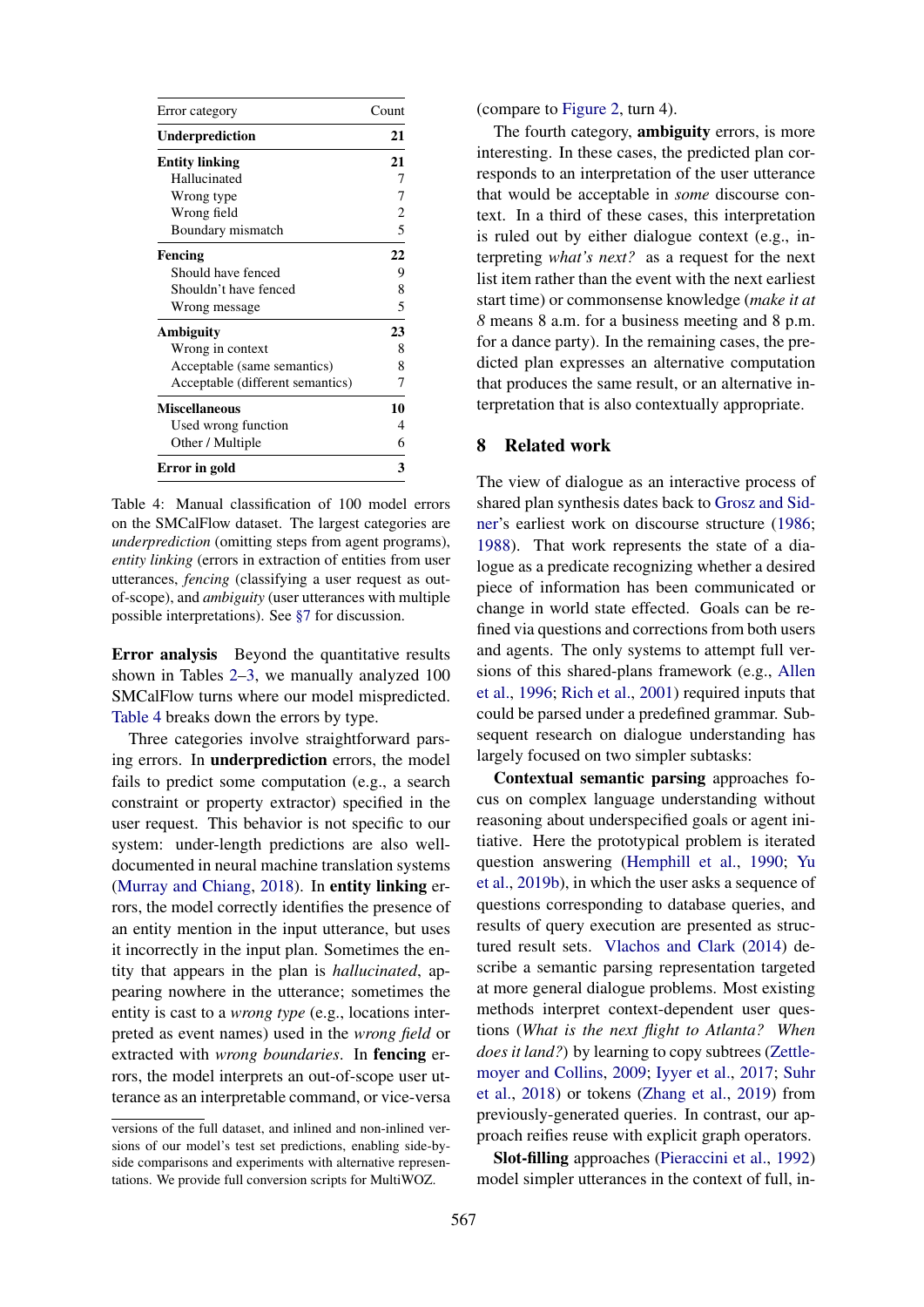| Error category | Count |
|---|---|
| **Underprediction** | **21** |
| **Entity linking** | **21** |
| Hallucinated | 7 |
| Wrong type | 7 |
| Wrong field | 2 |
| Boundary mismatch | 5 |
| **Fencing** | **22** |
| Should have fenced | 9 |
| Shouldn't have fenced | 8 |
| Wrong message | 5 |
| **Ambiguity** | **23** |
| Wrong in context | 8 |
| Acceptable (same semantics) | 8 |
| Acceptable (different semantics) | 7 |
| **Miscellaneous** | **10** |
| Used wrong function | 4 |
| Other / Multiple | 6 |
| **Error in gold** | **3** |

Table 4: Manual classification of 100 model errors on the SMCalFlow dataset. The largest categories are *underprediction* (omitting steps from agent programs), *entity linking* (errors in extraction of entities from user utterances, *fencing* (classifying a user request as out-of-scope), and *ambiguity* (user utterances with multiple possible interpretations). See §7 for discussion.

**Error analysis** Beyond the quantitative results shown in Tables 2–3, we manually analyzed 100 SMCalFlow turns where our model mispredicted. Table 4 breaks down the errors by type.

Three categories involve straightforward parsing errors. In **underprediction** errors, the model fails to predict some computation (e.g., a search constraint or property extractor) specified in the user request. This behavior is not specific to our system: under-length predictions are also well-documented in neural machine translation systems (Murray and Chiang, 2018). In **entity linking** errors, the model correctly identifies the presence of an entity mention in the input utterance, but uses it incorrectly in the input plan. Sometimes the entity that appears in the plan is *hallucinated*, appearing nowhere in the utterance; sometimes the entity is cast to a *wrong type* (e.g., locations interpreted as event names) used in the *wrong field* or extracted with *wrong boundaries*. In **fencing** errors, the model interprets an out-of-scope user utterance as an interpretable command, or vice-versa (compare to Figure 2, turn 4).

The fourth category, **ambiguity** errors, is more interesting. In these cases, the predicted plan corresponds to an interpretation of the user utterance that would be acceptable in *some* discourse context. In a third of these cases, this interpretation is ruled out by either dialogue context (e.g., interpreting *what's next?* as a request for the next list item rather than the event with the next earliest start time) or commonsense knowledge (*make it at 8* means 8 a.m. for a business meeting and 8 p.m. for a dance party). In the remaining cases, the predicted plan expresses an alternative computation that produces the same result, or an alternative interpretation that is also contextually appropriate.

versions of the full dataset, and inlined and non-inlined versions of our model's test set predictions, enabling side-by-side comparisons and experiments with alternative representations. We provide full conversion scripts for MultiWOZ.

## 8 Related work

The view of dialogue as an interactive process of shared plan synthesis dates back to Grosz and Sidner's earliest work on discourse structure (1986; 1988). That work represents the state of a dialogue as a predicate recognizing whether a desired piece of information has been communicated or change in world state effected. Goals can be refined via questions and corrections from both users and agents. The only systems to attempt full versions of this shared-plans framework (e.g., Allen et al., 1996; Rich et al., 2001) required inputs that could be parsed under a predefined grammar. Subsequent research on dialogue understanding has largely focused on two simpler subtasks:

**Contextual semantic parsing** approaches focus on complex language understanding without reasoning about underspecified goals or agent initiative. Here the prototypical problem is iterated question answering (Hemphill et al., 1990; Yu et al., 2019b), in which the user asks a sequence of questions corresponding to database queries, and results of query execution are presented as structured result sets. Vlachos and Clark (2014) describe a semantic parsing representation targeted at more general dialogue problems. Most existing methods interpret context-dependent user questions (*What is the next flight to Atlanta? When does it land?*) by learning to copy subtrees (Zettlemoyer and Collins, 2009; Iyyer et al., 2017; Suhr et al., 2018) or tokens (Zhang et al., 2019) from previously-generated queries. In contrast, our approach reifies reuse with explicit graph operators.

**Slot-filling** approaches (Pieraccini et al., 1992) model simpler utterances in the context of full, in-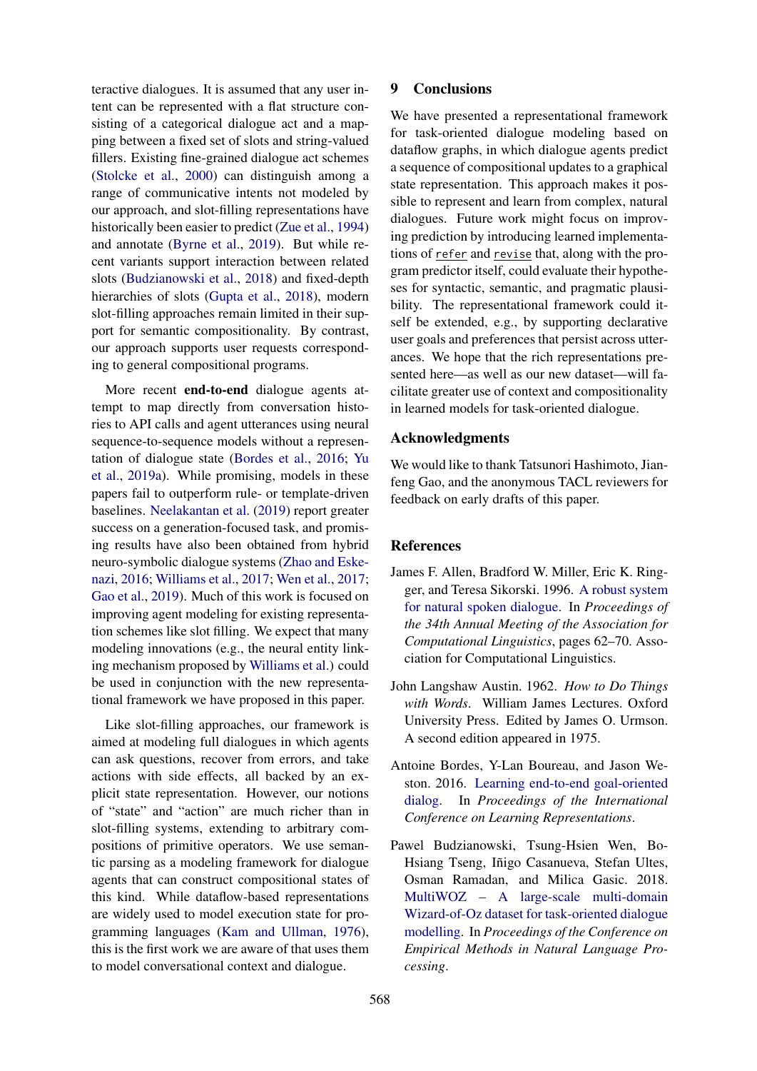teractive dialogues. It is assumed that any user intent can be represented with a flat structure consisting of a categorical dialogue act and a mapping between a fixed set of slots and string-valued fillers. Existing fine-grained dialogue act schemes (Stolcke et al., 2000) can distinguish among a range of communicative intents not modeled by our approach, and slot-filling representations have historically been easier to predict (Zue et al., 1994) and annotate (Byrne et al., 2019). But while recent variants support interaction between related slots (Budzianowski et al., 2018) and fixed-depth hierarchies of slots (Gupta et al., 2018), modern slot-filling approaches remain limited in their support for semantic compositionality. By contrast, our approach supports user requests corresponding to general compositional programs.

More recent **end-to-end** dialogue agents attempt to map directly from conversation histories to API calls and agent utterances using neural sequence-to-sequence models without a representation of dialogue state (Bordes et al., 2016; Yu et al., 2019a). While promising, models in these papers fail to outperform rule- or template-driven baselines. Neelakantan et al. (2019) report greater success on a generation-focused task, and promising results have also been obtained from hybrid neuro-symbolic dialogue systems (Zhao and Eskenazi, 2016; Williams et al., 2017; Wen et al., 2017; Gao et al., 2019). Much of this work is focused on improving agent modeling for existing representation schemes like slot filling. We expect that many modeling innovations (e.g., the neural entity linking mechanism proposed by Williams et al.) could be used in conjunction with the new representational framework we have proposed in this paper.

Like slot-filling approaches, our framework is aimed at modeling full dialogues in which agents can ask questions, recover from errors, and take actions with side effects, all backed by an explicit state representation. However, our notions of "state" and "action" are much richer than in slot-filling systems, extending to arbitrary compositions of primitive operators. We use semantic parsing as a modeling framework for dialogue agents that can construct compositional states of this kind. While dataflow-based representations are widely used to model execution state for programming languages (Kam and Ullman, 1976), this is the first work we are aware of that uses them to model conversational context and dialogue.

## 9 Conclusions

We have presented a representational framework for task-oriented dialogue modeling based on dataflow graphs, in which dialogue agents predict a sequence of compositional updates to a graphical state representation. This approach makes it possible to represent and learn from complex, natural dialogues. Future work might focus on improving prediction by introducing learned implementations of `refer` and `revise` that, along with the program predictor itself, could evaluate their hypotheses for syntactic, semantic, and pragmatic plausibility. The representational framework could itself be extended, e.g., by supporting declarative user goals and preferences that persist across utterances. We hope that the rich representations presented here—as well as our new dataset—will facilitate greater use of context and compositionality in learned models for task-oriented dialogue.

## Acknowledgments

We would like to thank Tatsunori Hashimoto, Jianfeng Gao, and the anonymous TACL reviewers for feedback on early drafts of this paper.

## References

James F. Allen, Bradford W. Miller, Eric K. Ringger, and Teresa Sikorski. 1996. A robust system for natural spoken dialogue. In *Proceedings of the 34th Annual Meeting of the Association for Computational Linguistics*, pages 62–70. Association for Computational Linguistics.

John Langshaw Austin. 1962. *How to Do Things with Words*. William James Lectures. Oxford University Press. Edited by James O. Urmson. A second edition appeared in 1975.

Antoine Bordes, Y-Lan Boureau, and Jason Weston. 2016. Learning end-to-end goal-oriented dialog. In *Proceedings of the International Conference on Learning Representations*.

Pawel Budzianowski, Tsung-Hsien Wen, Bo-Hsiang Tseng, Iñigo Casanueva, Stefan Ultes, Osman Ramadan, and Milica Gasic. 2018. MultiWOZ – A large-scale multi-domain Wizard-of-Oz dataset for task-oriented dialogue modelling. In *Proceedings of the Conference on Empirical Methods in Natural Language Processing*.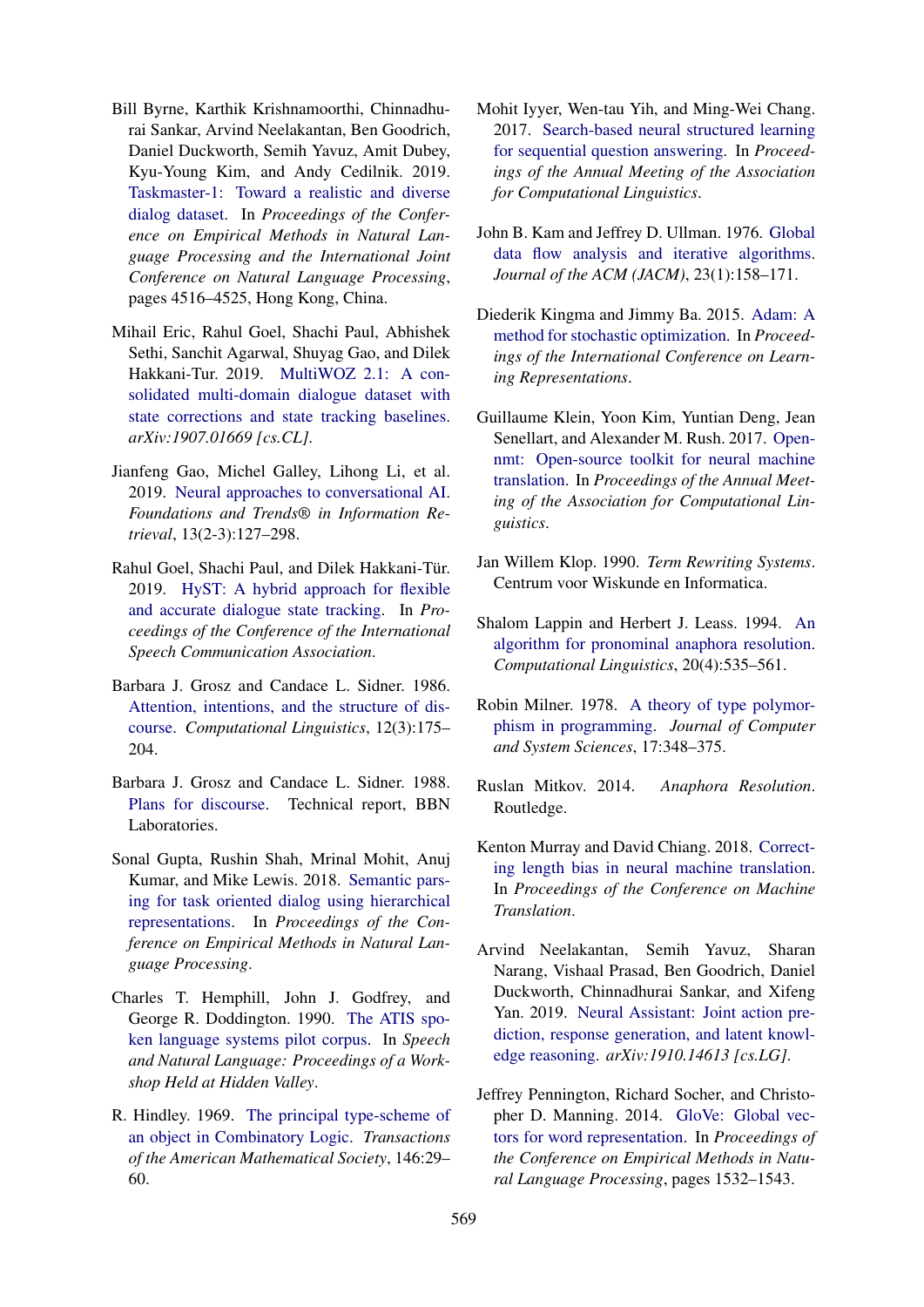Bill Byrne, Karthik Krishnamoorthi, Chinnadhurai Sankar, Arvind Neelakantan, Ben Goodrich, Daniel Duckworth, Semih Yavuz, Amit Dubey, Kyu-Young Kim, and Andy Cedilnik. 2019. Taskmaster-1: Toward a realistic and diverse dialog dataset. In *Proceedings of the Conference on Empirical Methods in Natural Language Processing and the International Joint Conference on Natural Language Processing*, pages 4516–4525, Hong Kong, China.

Mihail Eric, Rahul Goel, Shachi Paul, Abhishek Sethi, Sanchit Agarwal, Shuyag Gao, and Dilek Hakkani-Tur. 2019. MultiWOZ 2.1: A consolidated multi-domain dialogue dataset with state corrections and state tracking baselines. *arXiv:1907.01669 [cs.CL]*.

Jianfeng Gao, Michel Galley, Lihong Li, et al. 2019. Neural approaches to conversational AI. *Foundations and Trends® in Information Retrieval*, 13(2-3):127–298.

Rahul Goel, Shachi Paul, and Dilek Hakkani-Tür. 2019. HyST: A hybrid approach for flexible and accurate dialogue state tracking. In *Proceedings of the Conference of the International Speech Communication Association*.

Barbara J. Grosz and Candace L. Sidner. 1986. Attention, intentions, and the structure of discourse. *Computational Linguistics*, 12(3):175–204.

Barbara J. Grosz and Candace L. Sidner. 1988. Plans for discourse. Technical report, BBN Laboratories.

Sonal Gupta, Rushin Shah, Mrinal Mohit, Anuj Kumar, and Mike Lewis. 2018. Semantic parsing for task oriented dialog using hierarchical representations. In *Proceedings of the Conference on Empirical Methods in Natural Language Processing*.

Charles T. Hemphill, John J. Godfrey, and George R. Doddington. 1990. The ATIS spoken language systems pilot corpus. In *Speech and Natural Language: Proceedings of a Workshop Held at Hidden Valley*.

R. Hindley. 1969. The principal type-scheme of an object in Combinatory Logic. *Transactions of the American Mathematical Society*, 146:29–60.

Mohit Iyyer, Wen-tau Yih, and Ming-Wei Chang. 2017. Search-based neural structured learning for sequential question answering. In *Proceedings of the Annual Meeting of the Association for Computational Linguistics*.

John B. Kam and Jeffrey D. Ullman. 1976. Global data flow analysis and iterative algorithms. *Journal of the ACM (JACM)*, 23(1):158–171.

Diederik Kingma and Jimmy Ba. 2015. Adam: A method for stochastic optimization. In *Proceedings of the International Conference on Learning Representations*.

Guillaume Klein, Yoon Kim, Yuntian Deng, Jean Senellart, and Alexander M. Rush. 2017. Opennmt: Open-source toolkit for neural machine translation. In *Proceedings of the Annual Meeting of the Association for Computational Linguistics*.

Jan Willem Klop. 1990. *Term Rewriting Systems*. Centrum voor Wiskunde en Informatica.

Shalom Lappin and Herbert J. Leass. 1994. An algorithm for pronominal anaphora resolution. *Computational Linguistics*, 20(4):535–561.

Robin Milner. 1978. A theory of type polymorphism in programming. *Journal of Computer and System Sciences*, 17:348–375.

Ruslan Mitkov. 2014. *Anaphora Resolution*. Routledge.

Kenton Murray and David Chiang. 2018. Correcting length bias in neural machine translation. In *Proceedings of the Conference on Machine Translation*.

Arvind Neelakantan, Semih Yavuz, Sharan Narang, Vishaal Prasad, Ben Goodrich, Daniel Duckworth, Chinnadhurai Sankar, and Xifeng Yan. 2019. Neural Assistant: Joint action prediction, response generation, and latent knowledge reasoning. *arXiv:1910.14613 [cs.LG]*.

Jeffrey Pennington, Richard Socher, and Christopher D. Manning. 2014. GloVe: Global vectors for word representation. In *Proceedings of the Conference on Empirical Methods in Natural Language Processing*, pages 1532–1543.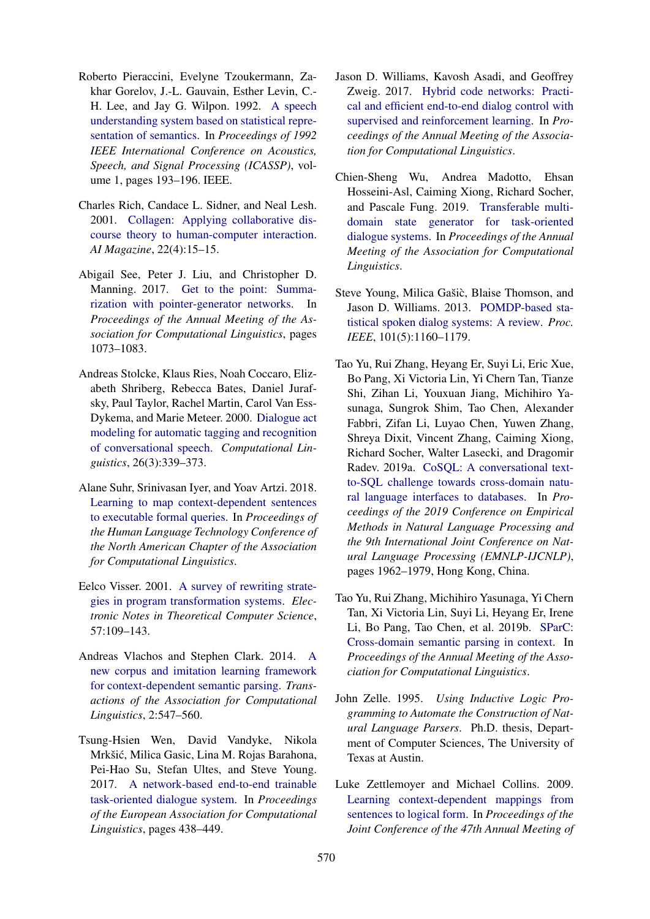Roberto Pieraccini, Evelyne Tzoukermann, Zakhar Gorelov, J.-L. Gauvain, Esther Levin, C.-H. Lee, and Jay G. Wilpon. 1992. A speech understanding system based on statistical representation of semantics. In *Proceedings of 1992 IEEE International Conference on Acoustics, Speech, and Signal Processing (ICASSP)*, volume 1, pages 193–196. IEEE.

Charles Rich, Candace L. Sidner, and Neal Lesh. 2001. Collagen: Applying collaborative discourse theory to human-computer interaction. *AI Magazine*, 22(4):15–15.

Abigail See, Peter J. Liu, and Christopher D. Manning. 2017. Get to the point: Summarization with pointer-generator networks. In *Proceedings of the Annual Meeting of the Association for Computational Linguistics*, pages 1073–1083.

Andreas Stolcke, Klaus Ries, Noah Coccaro, Elizabeth Shriberg, Rebecca Bates, Daniel Jurafsky, Paul Taylor, Rachel Martin, Carol Van Ess-Dykema, and Marie Meteer. 2000. Dialogue act modeling for automatic tagging and recognition of conversational speech. *Computational Linguistics*, 26(3):339–373.

Alane Suhr, Srinivasan Iyer, and Yoav Artzi. 2018. Learning to map context-dependent sentences to executable formal queries. In *Proceedings of the Human Language Technology Conference of the North American Chapter of the Association for Computational Linguistics*.

Eelco Visser. 2001. A survey of rewriting strategies in program transformation systems. *Electronic Notes in Theoretical Computer Science*, 57:109–143.

Andreas Vlachos and Stephen Clark. 2014. A new corpus and imitation learning framework for context-dependent semantic parsing. *Transactions of the Association for Computational Linguistics*, 2:547–560.

Tsung-Hsien Wen, David Vandyke, Nikola Mrkšić, Milica Gasic, Lina M. Rojas Barahona, Pei-Hao Su, Stefan Ultes, and Steve Young. 2017. A network-based end-to-end trainable task-oriented dialogue system. In *Proceedings of the European Association for Computational Linguistics*, pages 438–449.

Jason D. Williams, Kavosh Asadi, and Geoffrey Zweig. 2017. Hybrid code networks: Practical and efficient end-to-end dialog control with supervised and reinforcement learning. In *Proceedings of the Annual Meeting of the Association for Computational Linguistics*.

Chien-Sheng Wu, Andrea Madotto, Ehsan Hosseini-Asl, Caiming Xiong, Richard Socher, and Pascale Fung. 2019. Transferable multi-domain state generator for task-oriented dialogue systems. In *Proceedings of the Annual Meeting of the Association for Computational Linguistics*.

Steve Young, Milica Gašić, Blaise Thomson, and Jason D. Williams. 2013. POMDP-based statistical spoken dialog systems: A review. *Proc. IEEE*, 101(5):1160–1179.

Tao Yu, Rui Zhang, Heyang Er, Suyi Li, Eric Xue, Bo Pang, Xi Victoria Lin, Yi Chern Tan, Tianze Shi, Zihan Li, Youxuan Jiang, Michihiro Yasunaga, Sungrok Shim, Tao Chen, Alexander Fabbri, Zifan Li, Luyao Chen, Yuwen Zhang, Shreya Dixit, Vincent Zhang, Caiming Xiong, Richard Socher, Walter Lasecki, and Dragomir Radev. 2019a. CoSQL: A conversational text-to-SQL challenge towards cross-domain natural language interfaces to databases. In *Proceedings of the 2019 Conference on Empirical Methods in Natural Language Processing and the 9th International Joint Conference on Natural Language Processing (EMNLP-IJCNLP)*, pages 1962–1979, Hong Kong, China.

Tao Yu, Rui Zhang, Michihiro Yasunaga, Yi Chern Tan, Xi Victoria Lin, Suyi Li, Heyang Er, Irene Li, Bo Pang, Tao Chen, et al. 2019b. SParC: Cross-domain semantic parsing in context. In *Proceedings of the Annual Meeting of the Association for Computational Linguistics*.

John Zelle. 1995. *Using Inductive Logic Programming to Automate the Construction of Natural Language Parsers*. Ph.D. thesis, Department of Computer Sciences, The University of Texas at Austin.

Luke Zettlemoyer and Michael Collins. 2009. Learning context-dependent mappings from sentences to logical form. In *Proceedings of the Joint Conference of the 47th Annual Meeting of*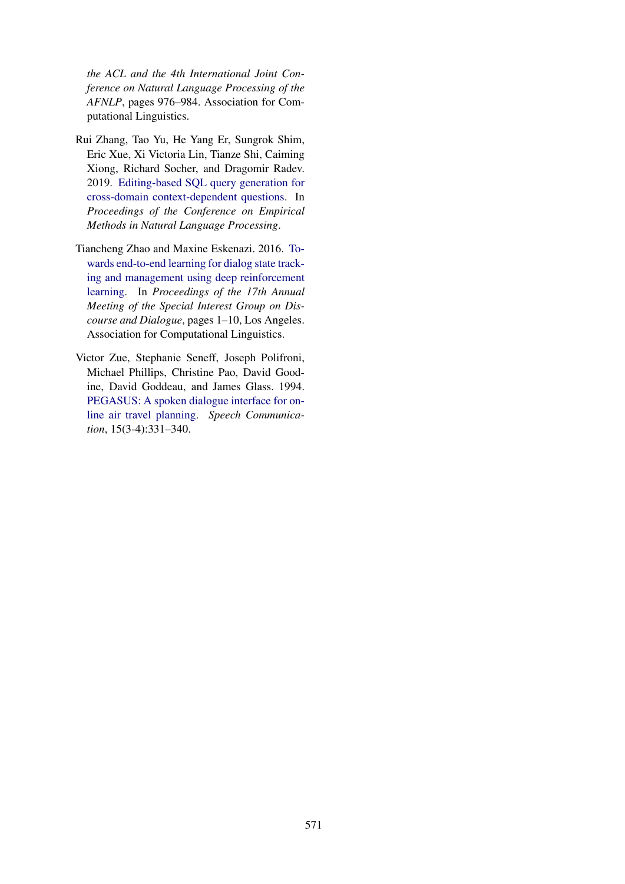*the ACL and the 4th International Joint Conference on Natural Language Processing of the AFNLP*, pages 976–984. Association for Computational Linguistics.

Rui Zhang, Tao Yu, He Yang Er, Sungrok Shim, Eric Xue, Xi Victoria Lin, Tianze Shi, Caiming Xiong, Richard Socher, and Dragomir Radev. 2019. Editing-based SQL query generation for cross-domain context-dependent questions. In *Proceedings of the Conference on Empirical Methods in Natural Language Processing*.

Tiancheng Zhao and Maxine Eskenazi. 2016. Towards end-to-end learning for dialog state tracking and management using deep reinforcement learning. In *Proceedings of the 17th Annual Meeting of the Special Interest Group on Discourse and Dialogue*, pages 1–10, Los Angeles. Association for Computational Linguistics.

Victor Zue, Stephanie Seneff, Joseph Polifroni, Michael Phillips, Christine Pao, David Goodine, David Goddeau, and James Glass. 1994. PEGASUS: A spoken dialogue interface for on-line air travel planning. *Speech Communication*, 15(3-4):331–340.